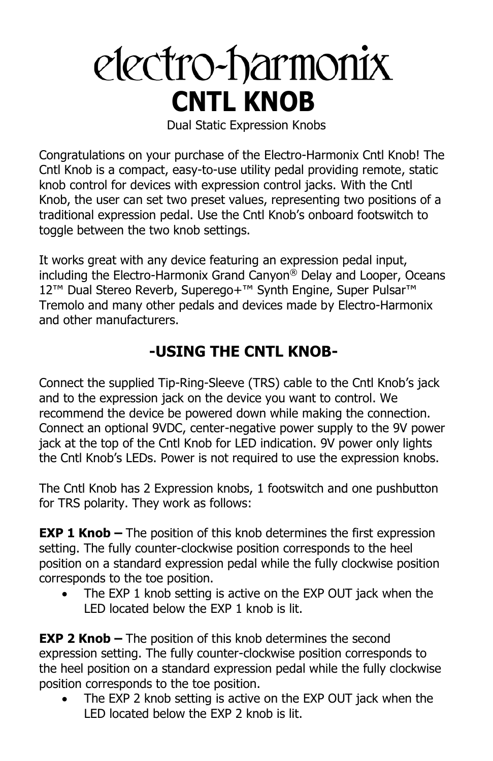# electro-harmonix

# CNTL KNOB

Dual Static Expression Knobs

Congratulations on your purchase of the Electro-Harmonix Cntl Knob! The Cntl Knob is a compact, easy-to-use utility pedal providing remote, static knob control for devices with expression control jacks. With the Cntl Knob, the user can set two preset values, representing two positions of a traditional expression pedal. Use the Cntl Knob's onboard footswitch to toggle between the two knob settings.

It works great with any device featuring an expression pedal input, including the Electro-Harmonix Grand Canyon® Delay and Looper, Oceans 12™ Dual Stereo Reverb, Superego+™ Synth Engine, Super Pulsar™ Tremolo and many other pedals and devices made by Electro-Harmonix and other manufacturers.

## -USING THE CNTL KNOB-

Connect the supplied Tip-Ring-Sleeve (TRS) cable to the Cntl Knob's jack and to the expression jack on the device you want to control. We recommend the device be powered down while making the connection. Connect an optional 9VDC, center-negative power supply to the 9V power jack at the top of the Cntl Knob for LED indication. 9V power only lights the Cntl Knob's LEDs. Power is not required to use the expression knobs.

The Cntl Knob has 2 Expression knobs, 1 footswitch and one pushbutton for TRS polarity. They work as follows:

**EXP 1 Knob –** The position of this knob determines the first expression setting. The fully counter-clockwise position corresponds to the heel position on a standard expression pedal while the fully clockwise position corresponds to the toe position.

- The EXP 1 knob setting is active on the EXP OUT jack when the LED located below the EXP 1 knob is lit.

**EXP 2 Knob –** The position of this knob determines the second expression setting. The fully counter-clockwise position corresponds to the heel position on a standard expression pedal while the fully clockwise position corresponds to the toe position.

- The EXP 2 knob setting is active on the EXP OUT jack when the LED located below the EXP 2 knob is lit.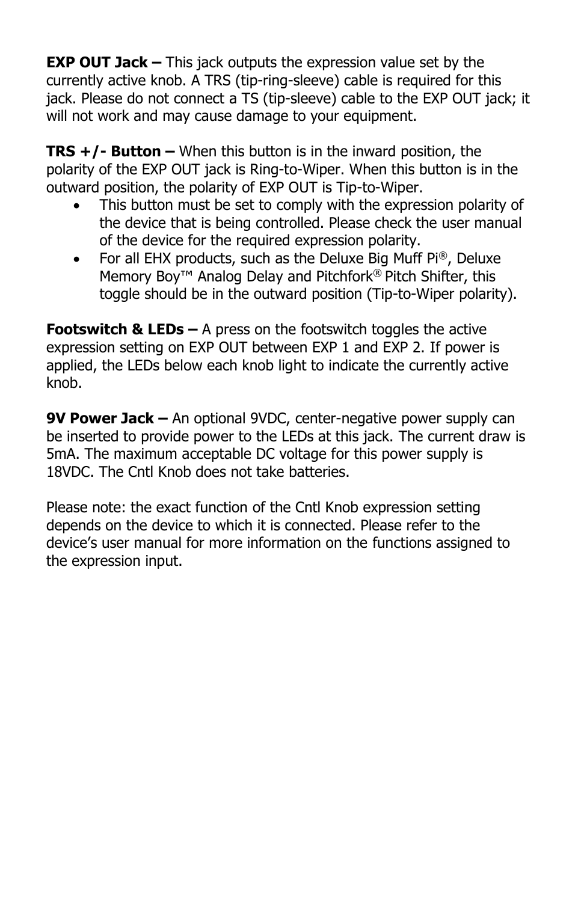**EXP OUT Jack –** This jack outputs the expression value set by the currently active knob. A TRS (tip-ring-sleeve) cable is required for this jack. Please do not connect a TS (tip-sleeve) cable to the EXP OUT jack; it will not work and may cause damage to your equipment.

**TRS +/- Button –** When this button is in the inward position, the polarity of the EXP OUT jack is Ring-to-Wiper. When this button is in the outward position, the polarity of EXP OUT is Tip-to-Wiper.

- This button must be set to comply with the expression polarity of the device that is being controlled. Please check the user manual of the device for the required expression polarity.
- For all EHX products, such as the Deluxe Big Muff Pi®, Deluxe Memory Boy™ Analog Delay and Pitchfork® Pitch Shifter, this toggle should be in the outward position (Tip-to-Wiper polarity).

**Footswitch & LEDs –** A press on the footswitch toggles the active expression setting on EXP OUT between EXP 1 and EXP 2. If power is applied, the LEDs below each knob light to indicate the currently active knob.

**9V Power Jack –** An optional 9VDC, center-negative power supply can be inserted to provide power to the LEDs at this jack. The current draw is 5mA. The maximum acceptable DC voltage for this power supply is 18VDC. The Cntl Knob does not take batteries.

Please note: the exact function of the Cntl Knob expression setting depends on the device to which it is connected. Please refer to the device's user manual for more information on the functions assigned to the expression input.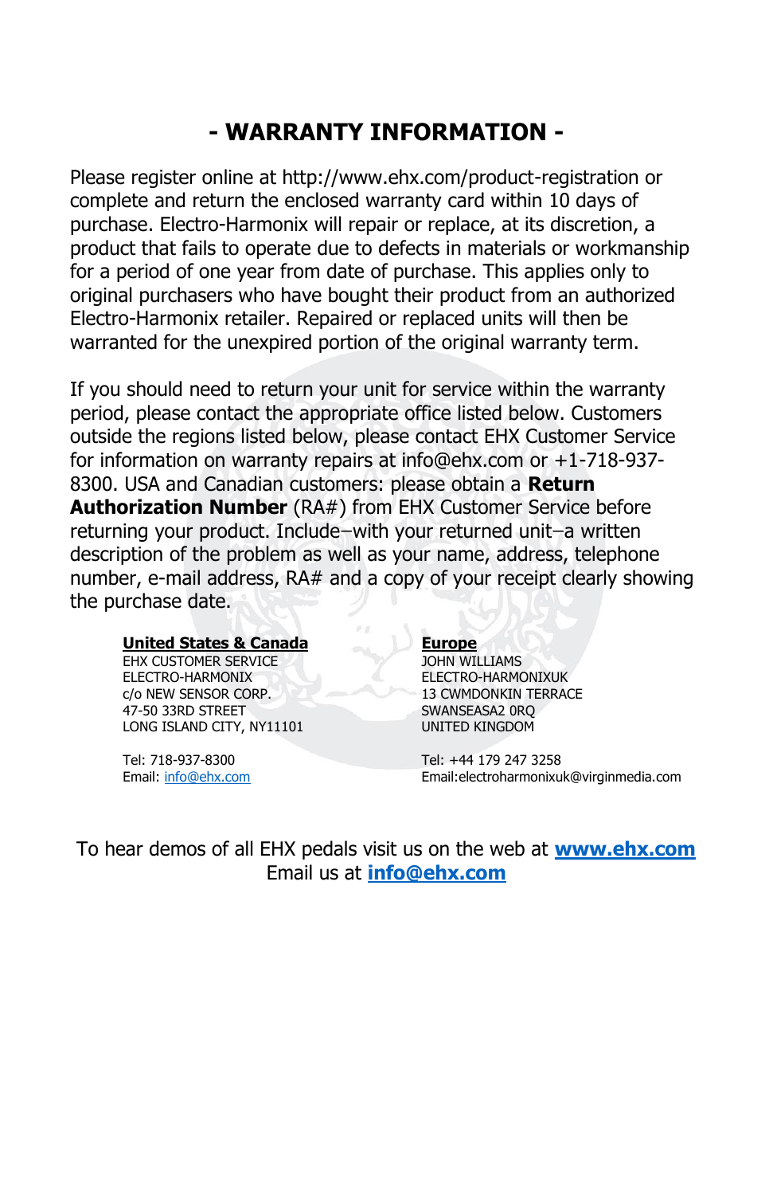# - WARRANTY INFORMATION -

Please register online at http://www.ehx.com/product-registration or complete and return the enclosed warranty card within 10 days of purchase. Electro-Harmonix will repair or replace, at its discretion, a product that fails to operate due to defects in materials or workmanship for a period of one year from date of purchase. This applies only to original purchasers who have bought their product from an authorized Electro-Harmonix retailer. Repaired or replaced units will then be warranted for the unexpired portion of the original warranty term.

If you should need to return your unit for service within the warranty period, please contact the appropriate office listed below. Customers outside the regions listed below, please contact EHX Customer Service for information on warranty repairs at info@ehx.com or +1-718-937-8300. USA and Canadian customers: please obtain a **Return Authorization Number** (RA#) from EHX Customer Service before returning your product. Include–with your returned unit–a written description of the problem as well as your name, address, telephone number, e-mail address, RA# and a copy of your receipt clearly showing the purchase date.

**United States & Canada**
EHX CUSTOMER SERVICE
ELECTRO-HARMONIX
c/o NEW SENSOR CORP.
47-50 33RD STREET
LONG ISLAND CITY, NY11101

Tel: 718-937-8300
Email: info@ehx.com

**Europe**
JOHN WILLIAMS
ELECTRO-HARMONIXUK
13 CWMDONKIN TERRACE
SWANSEASA2 0RQ
UNITED KINGDOM

Tel: +44 179 247 3258
Email:electroharmonixuk@virginmedia.com

To hear demos of all EHX pedals visit us on the web at **www.ehx.com**
Email us at **info@ehx.com**